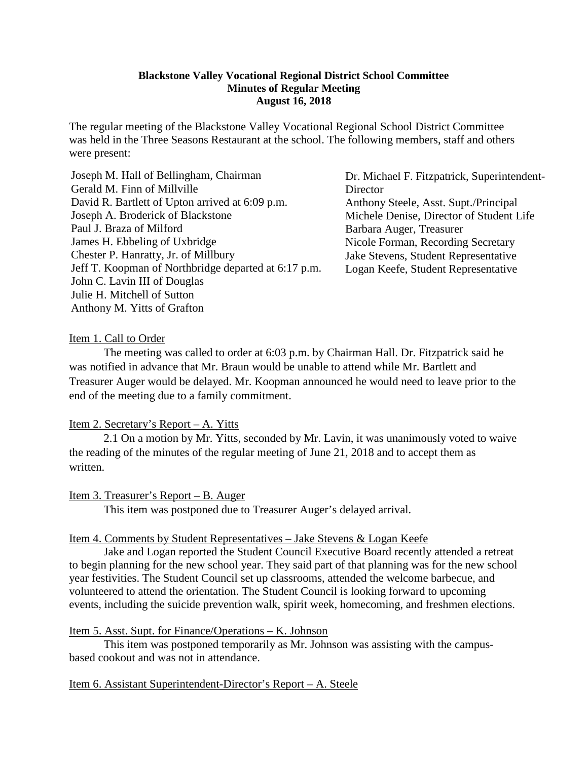**Blackstone Valley Vocational Regional District School Committee**
**Minutes of Regular Meeting**
**August 16, 2018**

The regular meeting of the Blackstone Valley Vocational Regional School District Committee was held in the Three Seasons Restaurant at the school. The following members, staff and others were present:

Joseph M. Hall of Bellingham, Chairman
Gerald M. Finn of Millville
David R. Bartlett of Upton arrived at 6:09 p.m.
Joseph A. Broderick of Blackstone
Paul J. Braza of Milford
James H. Ebbeling of Uxbridge
Chester P. Hanratty, Jr. of Millbury
Jeff T. Koopman of Northbridge departed at 6:17 p.m.
John C. Lavin III of Douglas
Julie H. Mitchell of Sutton
Anthony M. Yitts of Grafton

Dr. Michael F. Fitzpatrick, Superintendent-Director
Anthony Steele, Asst. Supt./Principal
Michele Denise, Director of Student Life
Barbara Auger, Treasurer
Nicole Forman, Recording Secretary
Jake Stevens, Student Representative
Logan Keefe, Student Representative

Item 1. Call to Order

The meeting was called to order at 6:03 p.m. by Chairman Hall. Dr. Fitzpatrick said he was notified in advance that Mr. Braun would be unable to attend while Mr. Bartlett and Treasurer Auger would be delayed. Mr. Koopman announced he would need to leave prior to the end of the meeting due to a family commitment.

Item 2. Secretary's Report – A. Yitts

2.1 On a motion by Mr. Yitts, seconded by Mr. Lavin, it was unanimously voted to waive the reading of the minutes of the regular meeting of June 21, 2018 and to accept them as written.

Item 3. Treasurer's Report – B. Auger

This item was postponed due to Treasurer Auger's delayed arrival.

Item 4. Comments by Student Representatives – Jake Stevens & Logan Keefe

Jake and Logan reported the Student Council Executive Board recently attended a retreat to begin planning for the new school year. They said part of that planning was for the new school year festivities. The Student Council set up classrooms, attended the welcome barbecue, and volunteered to attend the orientation. The Student Council is looking forward to upcoming events, including the suicide prevention walk, spirit week, homecoming, and freshmen elections.

Item 5. Asst. Supt. for Finance/Operations – K. Johnson

This item was postponed temporarily as Mr. Johnson was assisting with the campus-based cookout and was not in attendance.

Item 6. Assistant Superintendent-Director's Report – A. Steele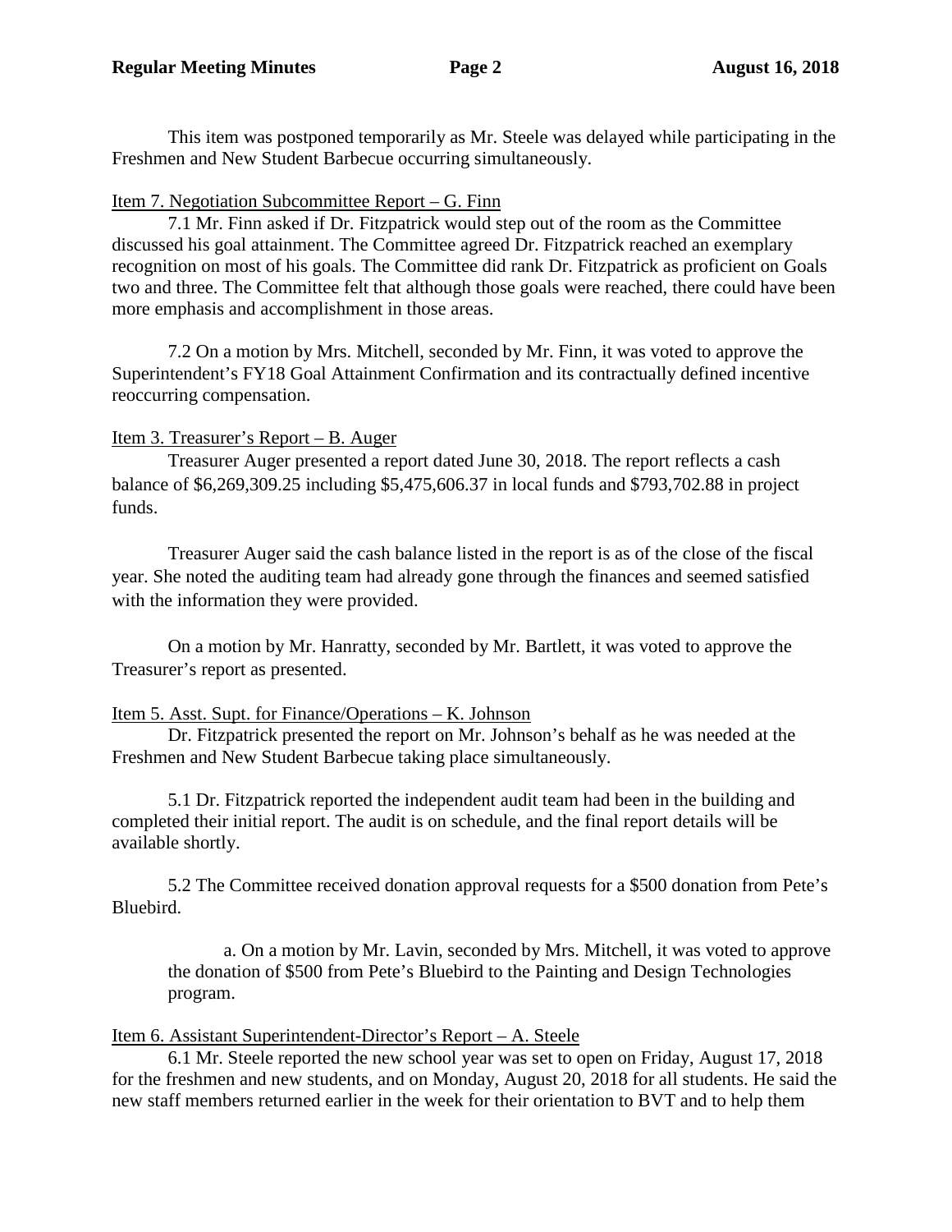This item was postponed temporarily as Mr. Steele was delayed while participating in the Freshmen and New Student Barbecue occurring simultaneously.

Item 7. Negotiation Subcommittee Report – G. Finn

7.1 Mr. Finn asked if Dr. Fitzpatrick would step out of the room as the Committee discussed his goal attainment. The Committee agreed Dr. Fitzpatrick reached an exemplary recognition on most of his goals. The Committee did rank Dr. Fitzpatrick as proficient on Goals two and three. The Committee felt that although those goals were reached, there could have been more emphasis and accomplishment in those areas.

7.2 On a motion by Mrs. Mitchell, seconded by Mr. Finn, it was voted to approve the Superintendent's FY18 Goal Attainment Confirmation and its contractually defined incentive reoccurring compensation.

Item 3. Treasurer's Report – B. Auger

Treasurer Auger presented a report dated June 30, 2018. The report reflects a cash balance of $6,269,309.25 including $5,475,606.37 in local funds and $793,702.88 in project funds.

Treasurer Auger said the cash balance listed in the report is as of the close of the fiscal year. She noted the auditing team had already gone through the finances and seemed satisfied with the information they were provided.

On a motion by Mr. Hanratty, seconded by Mr. Bartlett, it was voted to approve the Treasurer's report as presented.

Item 5. Asst. Supt. for Finance/Operations – K. Johnson

Dr. Fitzpatrick presented the report on Mr. Johnson's behalf as he was needed at the Freshmen and New Student Barbecue taking place simultaneously.

5.1 Dr. Fitzpatrick reported the independent audit team had been in the building and completed their initial report. The audit is on schedule, and the final report details will be available shortly.

5.2 The Committee received donation approval requests for a $500 donation from Pete's Bluebird.

a. On a motion by Mr. Lavin, seconded by Mrs. Mitchell, it was voted to approve the donation of $500 from Pete's Bluebird to the Painting and Design Technologies program.

Item 6. Assistant Superintendent-Director's Report – A. Steele

6.1 Mr. Steele reported the new school year was set to open on Friday, August 17, 2018 for the freshmen and new students, and on Monday, August 20, 2018 for all students. He said the new staff members returned earlier in the week for their orientation to BVT and to help them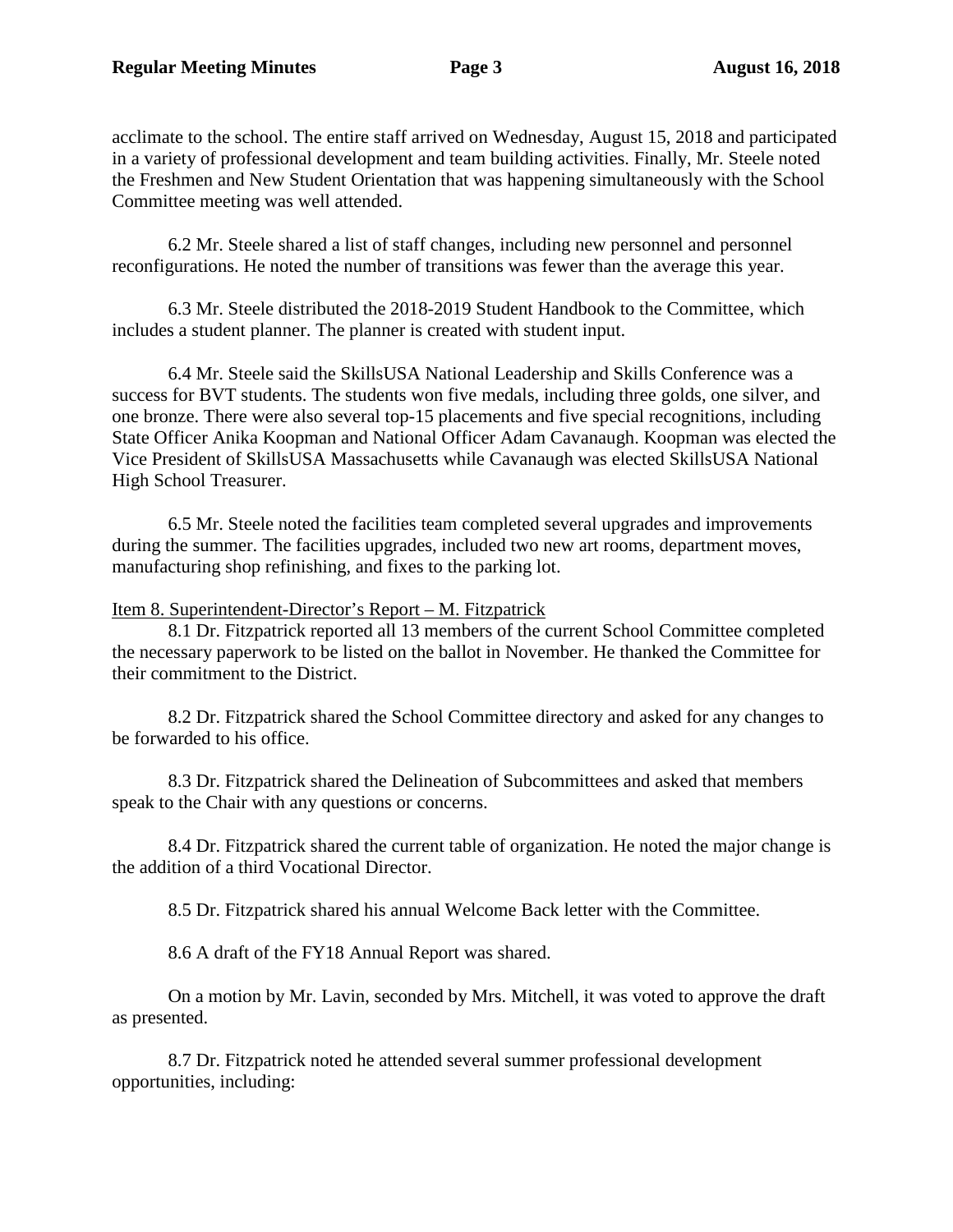acclimate to the school. The entire staff arrived on Wednesday, August 15, 2018 and participated in a variety of professional development and team building activities. Finally, Mr. Steele noted the Freshmen and New Student Orientation that was happening simultaneously with the School Committee meeting was well attended.

6.2 Mr. Steele shared a list of staff changes, including new personnel and personnel reconfigurations. He noted the number of transitions was fewer than the average this year.

6.3 Mr. Steele distributed the 2018-2019 Student Handbook to the Committee, which includes a student planner. The planner is created with student input.

6.4 Mr. Steele said the SkillsUSA National Leadership and Skills Conference was a success for BVT students. The students won five medals, including three golds, one silver, and one bronze. There were also several top-15 placements and five special recognitions, including State Officer Anika Koopman and National Officer Adam Cavanaugh. Koopman was elected the Vice President of SkillsUSA Massachusetts while Cavanaugh was elected SkillsUSA National High School Treasurer.

6.5 Mr. Steele noted the facilities team completed several upgrades and improvements during the summer. The facilities upgrades, included two new art rooms, department moves, manufacturing shop refinishing, and fixes to the parking lot.

Item 8. Superintendent-Director's Report – M. Fitzpatrick

8.1 Dr. Fitzpatrick reported all 13 members of the current School Committee completed the necessary paperwork to be listed on the ballot in November. He thanked the Committee for their commitment to the District.

8.2 Dr. Fitzpatrick shared the School Committee directory and asked for any changes to be forwarded to his office.

8.3 Dr. Fitzpatrick shared the Delineation of Subcommittees and asked that members speak to the Chair with any questions or concerns.

8.4 Dr. Fitzpatrick shared the current table of organization. He noted the major change is the addition of a third Vocational Director.

8.5 Dr. Fitzpatrick shared his annual Welcome Back letter with the Committee.

8.6 A draft of the FY18 Annual Report was shared.

On a motion by Mr. Lavin, seconded by Mrs. Mitchell, it was voted to approve the draft as presented.

8.7 Dr. Fitzpatrick noted he attended several summer professional development opportunities, including: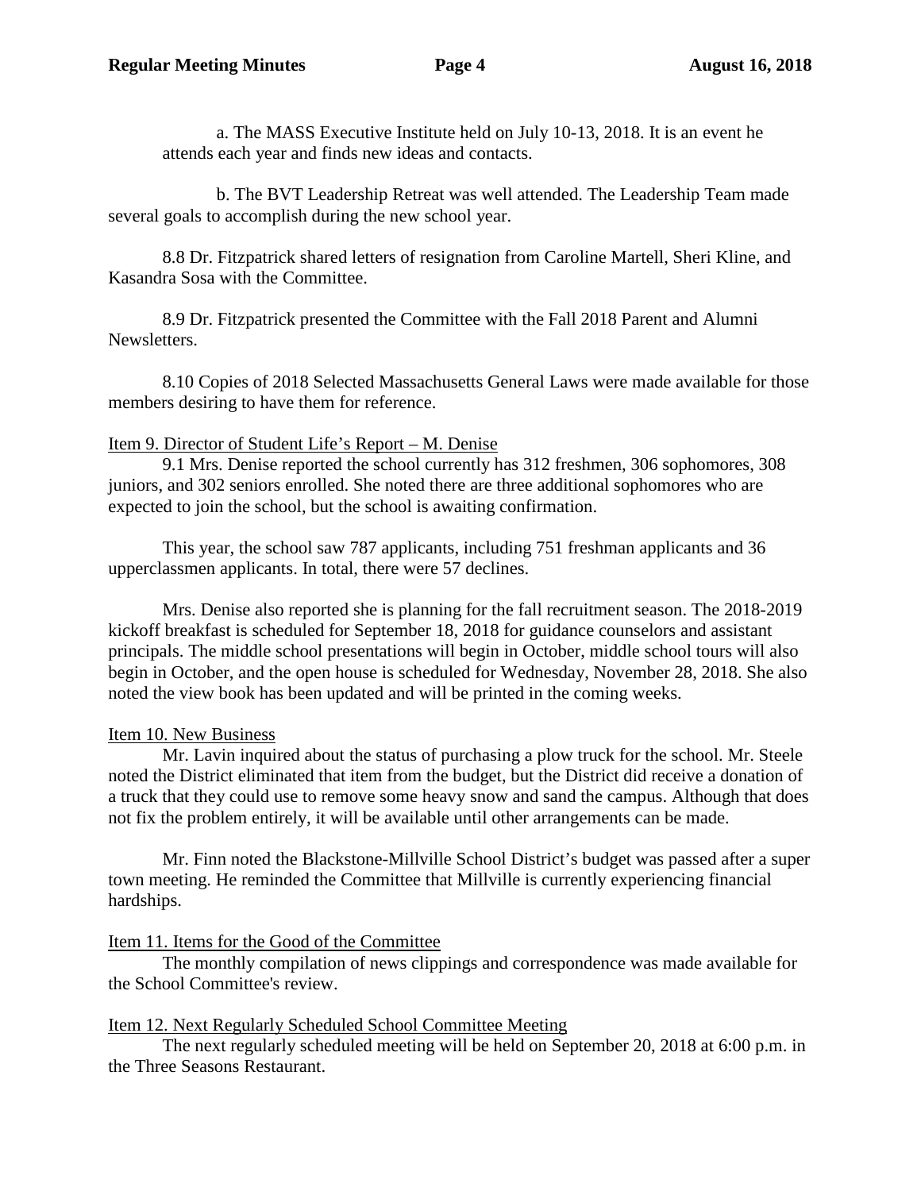a. The MASS Executive Institute held on July 10-13, 2018. It is an event he attends each year and finds new ideas and contacts.

b. The BVT Leadership Retreat was well attended. The Leadership Team made several goals to accomplish during the new school year.

8.8 Dr. Fitzpatrick shared letters of resignation from Caroline Martell, Sheri Kline, and Kasandra Sosa with the Committee.

8.9 Dr. Fitzpatrick presented the Committee with the Fall 2018 Parent and Alumni Newsletters.

8.10 Copies of 2018 Selected Massachusetts General Laws were made available for those members desiring to have them for reference.

Item 9. Director of Student Life's Report – M. Denise

9.1 Mrs. Denise reported the school currently has 312 freshmen, 306 sophomores, 308 juniors, and 302 seniors enrolled. She noted there are three additional sophomores who are expected to join the school, but the school is awaiting confirmation.

This year, the school saw 787 applicants, including 751 freshman applicants and 36 upperclassmen applicants. In total, there were 57 declines.

Mrs. Denise also reported she is planning for the fall recruitment season. The 2018-2019 kickoff breakfast is scheduled for September 18, 2018 for guidance counselors and assistant principals. The middle school presentations will begin in October, middle school tours will also begin in October, and the open house is scheduled for Wednesday, November 28, 2018. She also noted the view book has been updated and will be printed in the coming weeks.

Item 10. New Business

Mr. Lavin inquired about the status of purchasing a plow truck for the school. Mr. Steele noted the District eliminated that item from the budget, but the District did receive a donation of a truck that they could use to remove some heavy snow and sand the campus. Although that does not fix the problem entirely, it will be available until other arrangements can be made.

Mr. Finn noted the Blackstone-Millville School District's budget was passed after a super town meeting. He reminded the Committee that Millville is currently experiencing financial hardships.

Item 11. Items for the Good of the Committee

The monthly compilation of news clippings and correspondence was made available for the School Committee's review.

Item 12. Next Regularly Scheduled School Committee Meeting

The next regularly scheduled meeting will be held on September 20, 2018 at 6:00 p.m. in the Three Seasons Restaurant.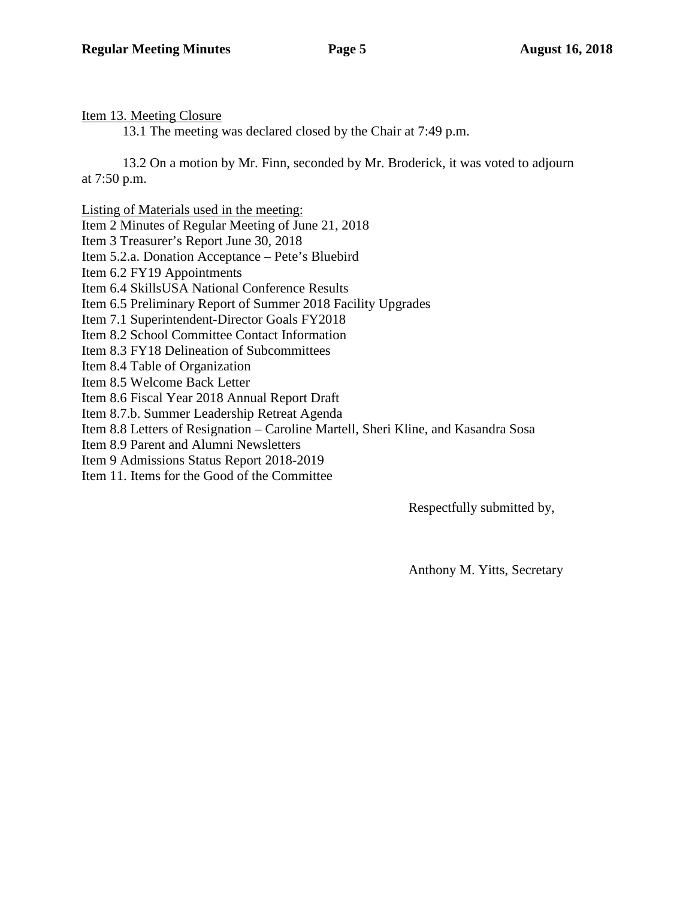Item 13. Meeting Closure

13.1 The meeting was declared closed by the Chair at 7:49 p.m.

13.2 On a motion by Mr. Finn, seconded by Mr. Broderick, it was voted to adjourn at 7:50 p.m.

Listing of Materials used in the meeting:

Item 2 Minutes of Regular Meeting of June 21, 2018
Item 3 Treasurer's Report June 30, 2018
Item 5.2.a. Donation Acceptance – Pete's Bluebird
Item 6.2 FY19 Appointments
Item 6.4 SkillsUSA National Conference Results
Item 6.5 Preliminary Report of Summer 2018 Facility Upgrades
Item 7.1 Superintendent-Director Goals FY2018
Item 8.2 School Committee Contact Information
Item 8.3 FY18 Delineation of Subcommittees
Item 8.4 Table of Organization
Item 8.5 Welcome Back Letter
Item 8.6 Fiscal Year 2018 Annual Report Draft
Item 8.7.b. Summer Leadership Retreat Agenda
Item 8.8 Letters of Resignation – Caroline Martell, Sheri Kline, and Kasandra Sosa
Item 8.9 Parent and Alumni Newsletters
Item 9 Admissions Status Report 2018-2019
Item 11. Items for the Good of the Committee

Respectfully submitted by,

Anthony M. Yitts, Secretary